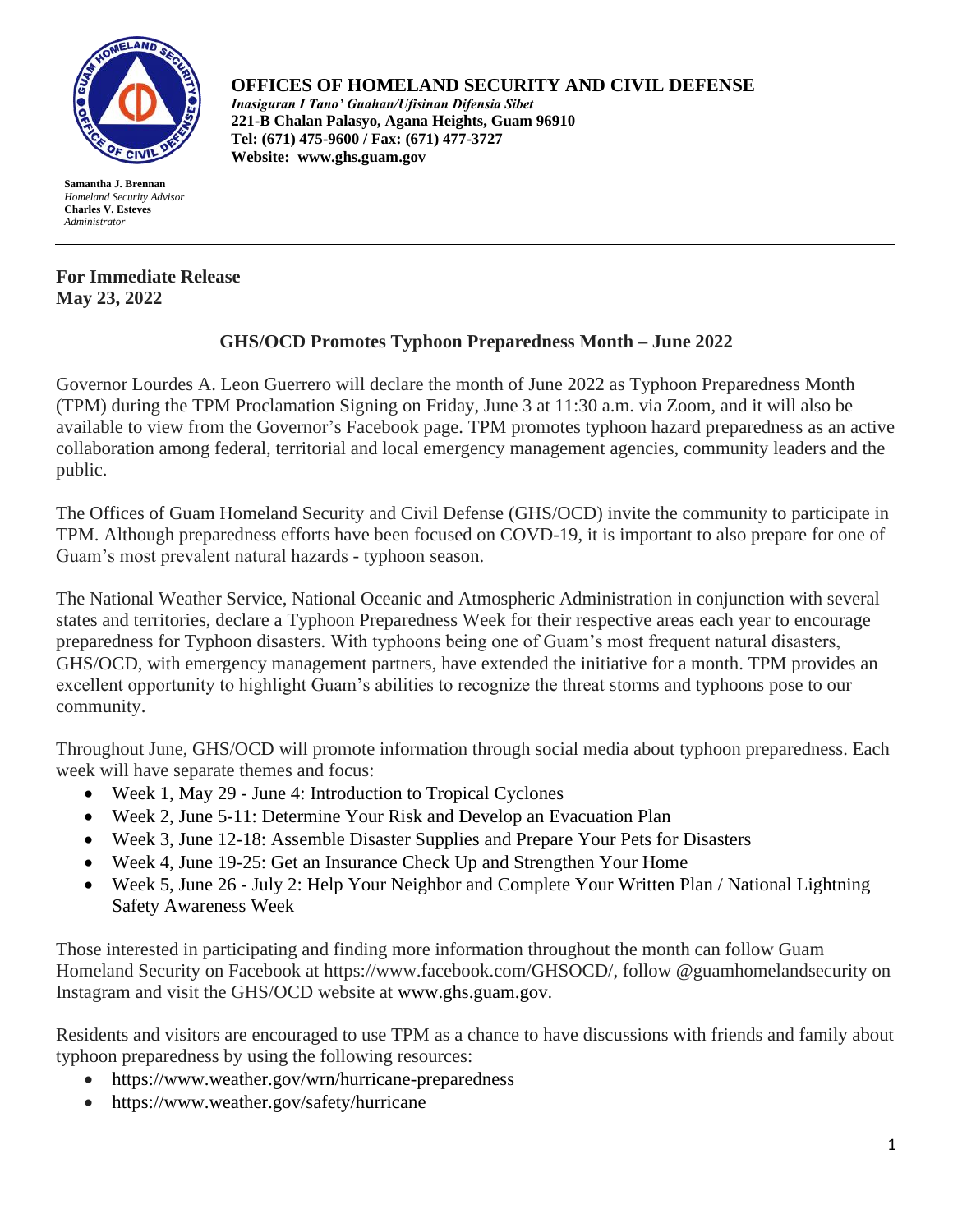**OFFICES OF HOMELAND SECURITY AND CIVIL DEFENSE**
***Inasiguran I Tano' Guahan/Ufisinan Difensia Sibet***
**221-B Chalan Palasyo, Agana Heights, Guam 96910**
**Tel: (671) 475-9600 / Fax: (671) 477-3727**
**Website: www.ghs.guam.gov**

**Samantha J. Brennan**
*Homeland Security Advisor*
**Charles V. Esteves**
*Administrator*

---

**For Immediate Release**
**May 23, 2022**

## GHS/OCD Promotes Typhoon Preparedness Month – June 2022

Governor Lourdes A. Leon Guerrero will declare the month of June 2022 as Typhoon Preparedness Month (TPM) during the TPM Proclamation Signing on Friday, June 3 at 11:30 a.m. via Zoom, and it will also be available to view from the Governor's Facebook page. TPM promotes typhoon hazard preparedness as an active collaboration among federal, territorial and local emergency management agencies, community leaders and the public.

The Offices of Guam Homeland Security and Civil Defense (GHS/OCD) invite the community to participate in TPM. Although preparedness efforts have been focused on COVD-19, it is important to also prepare for one of Guam's most prevalent natural hazards - typhoon season.

The National Weather Service, National Oceanic and Atmospheric Administration in conjunction with several states and territories, declare a Typhoon Preparedness Week for their respective areas each year to encourage preparedness for Typhoon disasters. With typhoons being one of Guam's most frequent natural disasters, GHS/OCD, with emergency management partners, have extended the initiative for a month. TPM provides an excellent opportunity to highlight Guam's abilities to recognize the threat storms and typhoons pose to our community.

Throughout June, GHS/OCD will promote information through social media about typhoon preparedness. Each week will have separate themes and focus:

- Week 1, May 29 - June 4: Introduction to Tropical Cyclones
- Week 2, June 5-11: Determine Your Risk and Develop an Evacuation Plan
- Week 3, June 12-18: Assemble Disaster Supplies and Prepare Your Pets for Disasters
- Week 4, June 19-25: Get an Insurance Check Up and Strengthen Your Home
- Week 5, June 26 - July 2: Help Your Neighbor and Complete Your Written Plan / National Lightning Safety Awareness Week

Those interested in participating and finding more information throughout the month can follow Guam Homeland Security on Facebook at https://www.facebook.com/GHSOCD/, follow @guamhomelandsecurity on Instagram and visit the GHS/OCD website at www.ghs.guam.gov.

Residents and visitors are encouraged to use TPM as a chance to have discussions with friends and family about typhoon preparedness by using the following resources:

- https://www.weather.gov/wrn/hurricane-preparedness
- https://www.weather.gov/safety/hurricane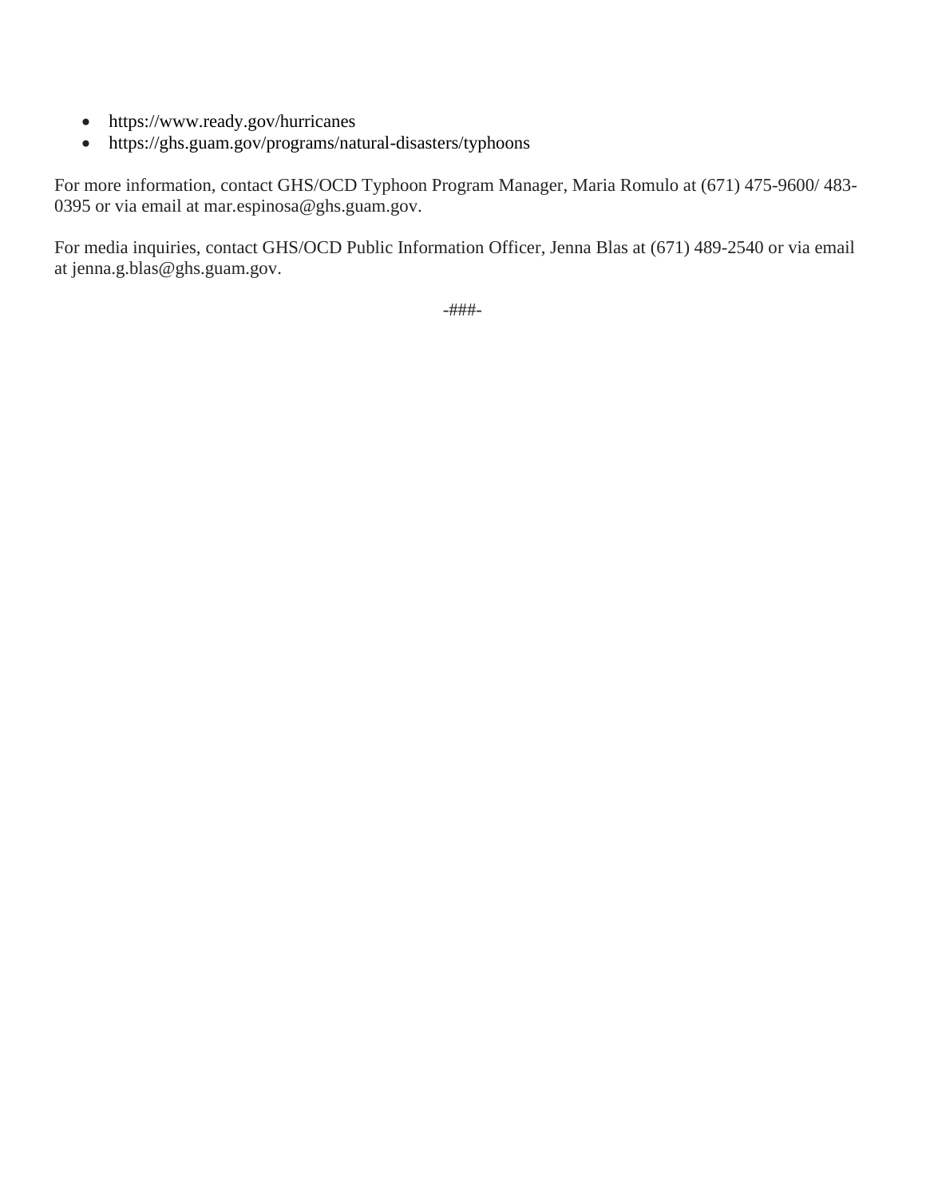- https://www.ready.gov/hurricanes
- https://ghs.guam.gov/programs/natural-disasters/typhoons

For more information, contact GHS/OCD Typhoon Program Manager, Maria Romulo at (671) 475-9600/ 483-0395 or via email at mar.espinosa@ghs.guam.gov.

For media inquiries, contact GHS/OCD Public Information Officer, Jenna Blas at (671) 489-2540 or via email at jenna.g.blas@ghs.guam.gov.

-###-